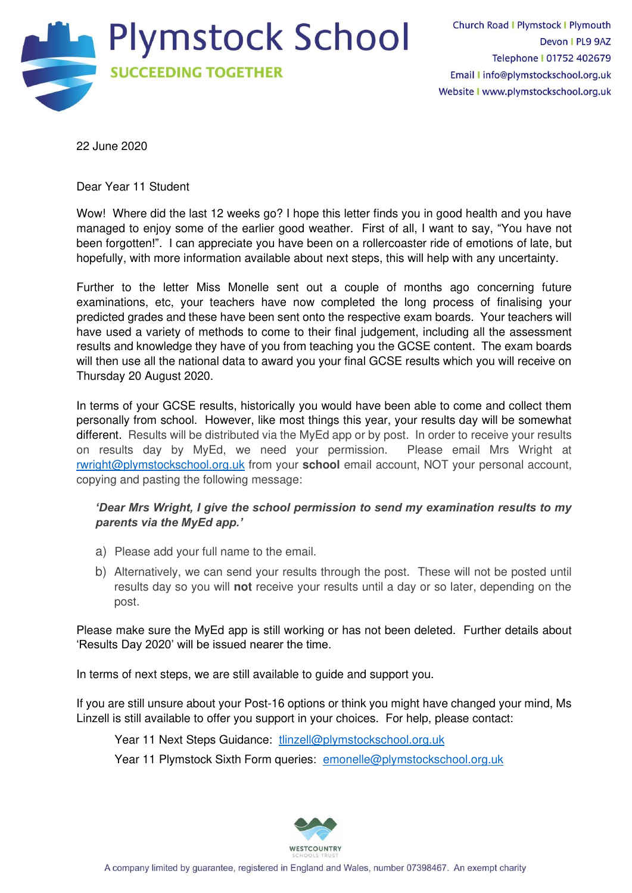# Plymstock School

**SUCCEEDING TOGETHER**

Church Road | Plymstock | Plymouth
Devon | PL9 9AZ
Telephone | 01752 402679
Email | info@plymstockschool.org.uk
Website | www.plymstockschool.org.uk

22 June 2020

Dear Year 11 Student

Wow! Where did the last 12 weeks go? I hope this letter finds you in good health and you have managed to enjoy some of the earlier good weather. First of all, I want to say, "You have not been forgotten!". I can appreciate you have been on a rollercoaster ride of emotions of late, but hopefully, with more information available about next steps, this will help with any uncertainty.

Further to the letter Miss Monelle sent out a couple of months ago concerning future examinations, etc, your teachers have now completed the long process of finalising your predicted grades and these have been sent onto the respective exam boards. Your teachers will have used a variety of methods to come to their final judgement, including all the assessment results and knowledge they have of you from teaching you the GCSE content. The exam boards will then use all the national data to award you your final GCSE results which you will receive on Thursday 20 August 2020.

In terms of your GCSE results, historically you would have been able to come and collect them personally from school. However, like most things this year, your results day will be somewhat different. Results will be distributed via the MyEd app or by post. In order to receive your results on results day by MyEd, we need your permission. Please email Mrs Wright at rwright@plymstockschool.org.uk from your **school** email account, NOT your personal account, copying and pasting the following message:

> ***'Dear Mrs Wright, I give the school permission to send my examination results to my parents via the MyEd app.'***

a) Please add your full name to the email.

b) Alternatively, we can send your results through the post. These will not be posted until results day so you will **not** receive your results until a day or so later, depending on the post.

Please make sure the MyEd app is still working or has not been deleted. Further details about 'Results Day 2020' will be issued nearer the time.

In terms of next steps, we are still available to guide and support you.

If you are still unsure about your Post-16 options or think you might have changed your mind, Ms Linzell is still available to offer you support in your choices. For help, please contact:

Year 11 Next Steps Guidance: tlinzell@plymstockschool.org.uk

Year 11 Plymstock Sixth Form queries: emonelle@plymstockschool.org.uk

WESTCOUNTRY SCHOOLS TRUST

A company limited by guarantee, registered in England and Wales, number 07398467. An exempt charity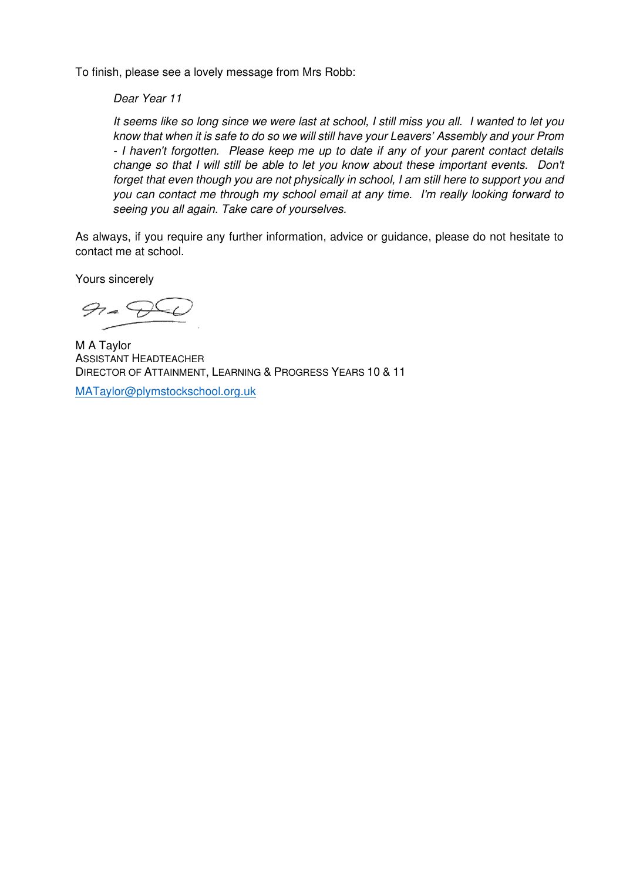To finish, please see a lovely message from Mrs Robb:

> *Dear Year 11*
>
> *It seems like so long since we were last at school, I still miss you all. I wanted to let you know that when it is safe to do so we will still have your Leavers' Assembly and your Prom - I haven't forgotten. Please keep me up to date if any of your parent contact details change so that I will still be able to let you know about these important events. Don't forget that even though you are not physically in school, I am still here to support you and you can contact me through my school email at any time. I'm really looking forward to seeing you all again. Take care of yourselves.*

As always, if you require any further information, advice or guidance, please do not hesitate to contact me at school.

Yours sincerely

M A Taylor
ASSISTANT HEADTEACHER
DIRECTOR OF ATTAINMENT, LEARNING & PROGRESS YEARS 10 & 11

MATaylor@plymstockschool.org.uk